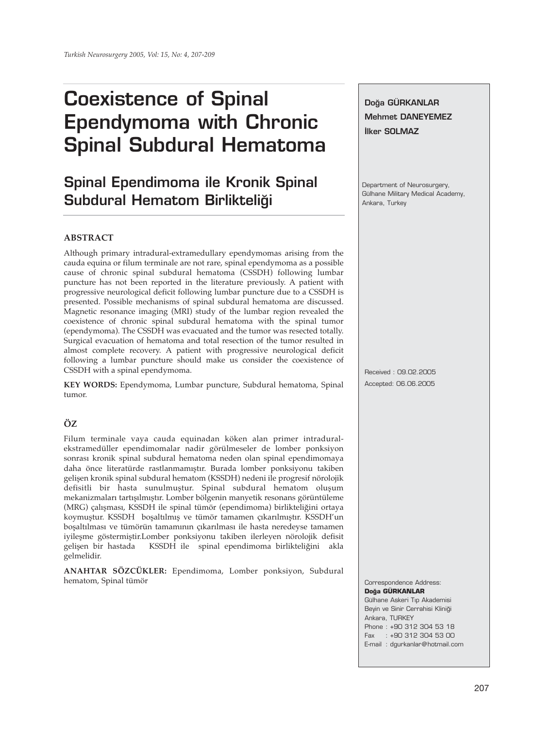# Coexistence of Spinal Ependymoma with Chronic Spinal Subdural Hematoma

## Spinal Ependimoma ile Kronik Spinal Subdural Hematom Birlikteliği

**Doğa GÜRKANLAR**
**Mehmet DANEYEMEZ**
**İlker SOLMAZ**

Department of Neurosurgery, Gülhane Military Medical Academy, Ankara, Turkey

### ABSTRACT

Although primary intradural-extramedullary ependymomas arising from the cauda equina or filum terminale are not rare, spinal ependymoma as a possible cause of chronic spinal subdural hematoma (CSSDH) following lumbar puncture has not been reported in the literature previously. A patient with progressive neurological deficit following lumbar puncture due to a CSSDH is presented. Possible mechanisms of spinal subdural hematoma are discussed. Magnetic resonance imaging (MRI) study of the lumbar region revealed the coexistence of chronic spinal subdural hematoma with the spinal tumor (ependymoma). The CSSDH was evacuated and the tumor was resected totally. Surgical evacuation of hematoma and total resection of the tumor resulted in almost complete recovery. A patient with progressive neurological deficit following a lumbar puncture should make us consider the coexistence of CSSDH with a spinal ependymoma.

**KEY WORDS:** Ependymoma, Lumbar puncture, Subdural hematoma, Spinal tumor.

### ÖZ

Filum terminale vaya cauda equinadan köken alan primer intradural-ekstramedüller ependimomalar nadir görülmeseler de lomber ponksiyon sonrası kronik spinal subdural hematoma neden olan spinal ependimomaya daha önce literatürde rastlanmamıştır. Burada lomber ponksiyonu takiben gelişen kronik spinal subdural hematom (KSSDH) nedeni ile progresif nörolojik defisitli bir hasta sunulmuştur. Spinal subdural hematom oluşum mekanizmaları tartışılmıştır. Lomber bölgenin manyetik resonans görüntüleme (MRG) çalışması, KSSDH ile spinal tümör (ependimoma) birlikteliğini ortaya koymuştur. KSSDH boşaltılmış ve tümör tamamen çıkarılmıştır. KSSDH'un boşaltılması ve tümörün tamamının çıkarılması ile hasta neredeyse tamamen iyileşme göstermiştir.Lomber ponksiyonu takiben ilerleyen nörolojik defisit gelişen bir hastada KSSDH ile spinal ependimoma birlikteliğini akla gelmelidir.

**ANAHTAR SÖZCÜKLER:** Ependimoma, Lomber ponksiyon, Subdural hematom, Spinal tümör

Received : 09.02.2005
Accepted: 06.06.2005

Correspondence Address:
**Doğa GÜRKANLAR**
Gülhane Askeri Tıp Akademisi
Beyin ve Sinir Cerrahisi Kliniği
Ankara, TURKEY
Phone : +90 312 304 53 18
Fax : +90 312 304 53 00
E-mail : dgurkanlar@hotmail.com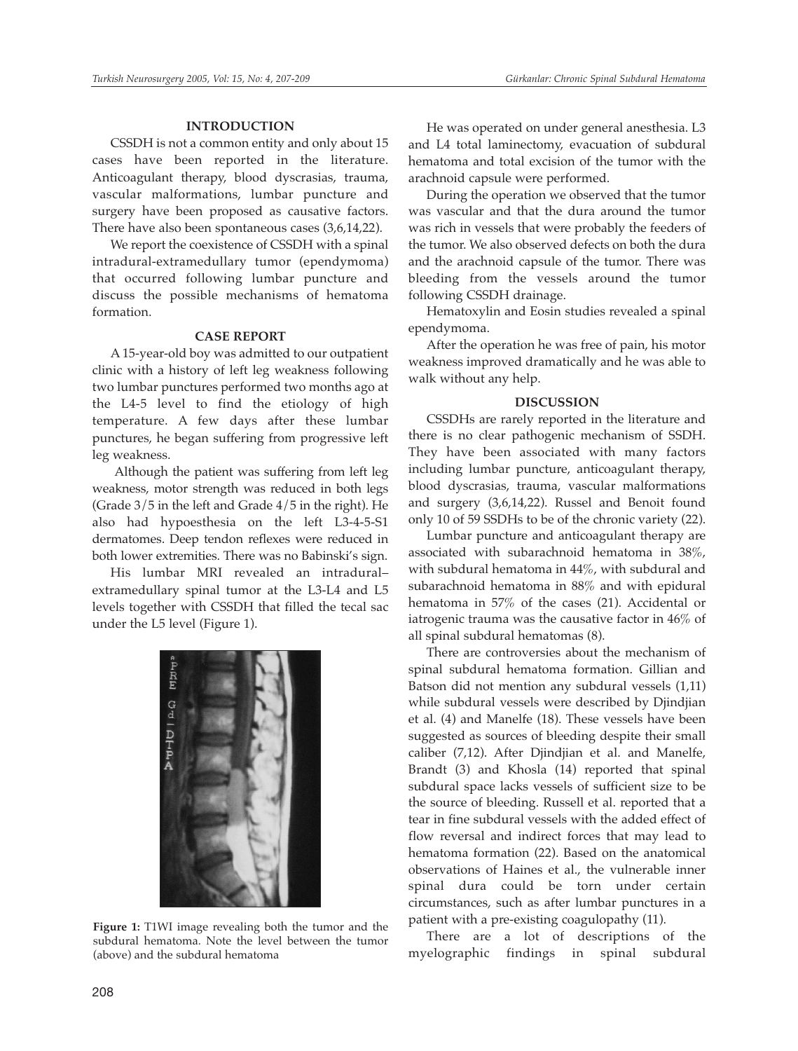## INTRODUCTION

CSSDH is not a common entity and only about 15 cases have been reported in the literature. Anticoagulant therapy, blood dyscrasias, trauma, vascular malformations, lumbar puncture and surgery have been proposed as causative factors. There have also been spontaneous cases (3,6,14,22).

We report the coexistence of CSSDH with a spinal intradural-extramedullary tumor (ependymoma) that occurred following lumbar puncture and discuss the possible mechanisms of hematoma formation.

## CASE REPORT

A 15-year-old boy was admitted to our outpatient clinic with a history of left leg weakness following two lumbar punctures performed two months ago at the L4-5 level to find the etiology of high temperature. A few days after these lumbar punctures, he began suffering from progressive left leg weakness.

Although the patient was suffering from left leg weakness, motor strength was reduced in both legs (Grade 3/5 in the left and Grade 4/5 in the right). He also had hypoesthesia on the left L3-4-5-S1 dermatomes. Deep tendon reflexes were reduced in both lower extremities. There was no Babinski's sign.

His lumbar MRI revealed an intradural–extramedullary spinal tumor at the L3-L4 and L5 levels together with CSSDH that filled the tecal sac under the L5 level (Figure 1).

**Figure 1:** T1WI image revealing both the tumor and the subdural hematoma. Note the level between the tumor (above) and the subdural hematoma

He was operated on under general anesthesia. L3 and L4 total laminectomy, evacuation of subdural hematoma and total excision of the tumor with the arachnoid capsule were performed.

During the operation we observed that the tumor was vascular and that the dura around the tumor was rich in vessels that were probably the feeders of the tumor. We also observed defects on both the dura and the arachnoid capsule of the tumor. There was bleeding from the vessels around the tumor following CSSDH drainage.

Hematoxylin and Eosin studies revealed a spinal ependymoma.

After the operation he was free of pain, his motor weakness improved dramatically and he was able to walk without any help.

## DISCUSSION

CSSDHs are rarely reported in the literature and there is no clear pathogenic mechanism of SSDH. They have been associated with many factors including lumbar puncture, anticoagulant therapy, blood dyscrasias, trauma, vascular malformations and surgery (3,6,14,22). Russel and Benoit found only 10 of 59 SSDHs to be of the chronic variety (22).

Lumbar puncture and anticoagulant therapy are associated with subarachnoid hematoma in 38%, with subdural hematoma in 44%, with subdural and subarachnoid hematoma in 88% and with epidural hematoma in 57% of the cases (21). Accidental or iatrogenic trauma was the causative factor in 46% of all spinal subdural hematomas (8).

There are controversies about the mechanism of spinal subdural hematoma formation. Gillian and Batson did not mention any subdural vessels (1,11) while subdural vessels were described by Djindjian et al. (4) and Manelfe (18). These vessels have been suggested as sources of bleeding despite their small caliber (7,12). After Djindjian et al. and Manelfe, Brandt (3) and Khosla (14) reported that spinal subdural space lacks vessels of sufficient size to be the source of bleeding. Russell et al. reported that a tear in fine subdural vessels with the added effect of flow reversal and indirect forces that may lead to hematoma formation (22). Based on the anatomical observations of Haines et al., the vulnerable inner spinal dura could be torn under certain circumstances, such as after lumbar punctures in a patient with a pre-existing coagulopathy (11).

There are a lot of descriptions of the myelographic findings in spinal subdural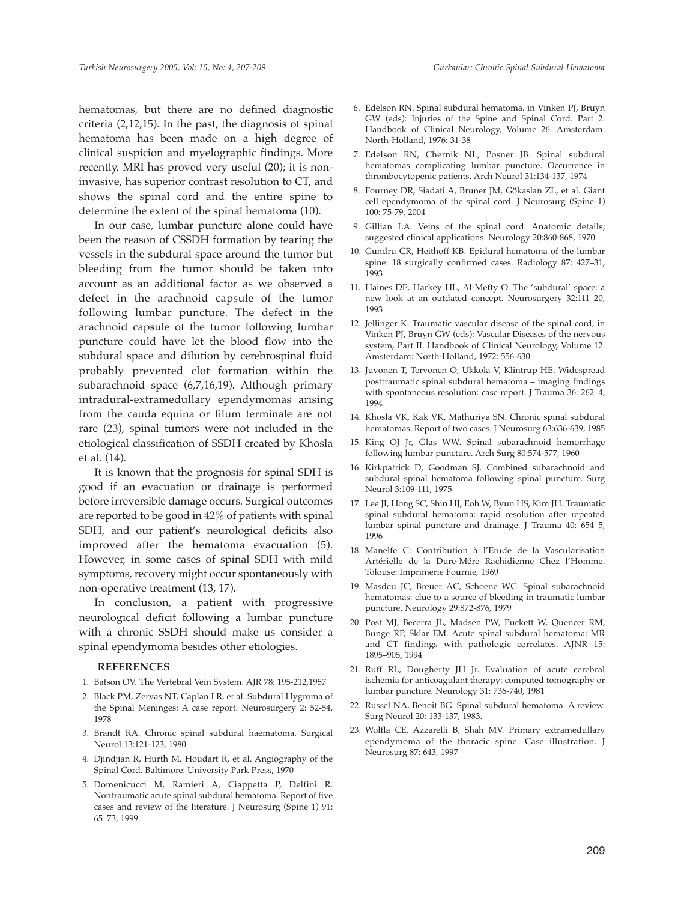hematomas, but there are no defined diagnostic criteria (2,12,15). In the past, the diagnosis of spinal hematoma has been made on a high degree of clinical suspicion and myelographic findings. More recently, MRI has proved very useful (20); it is non-invasive, has superior contrast resolution to CT, and shows the spinal cord and the entire spine to determine the extent of the spinal hematoma (10).

In our case, lumbar puncture alone could have been the reason of CSSDH formation by tearing the vessels in the subdural space around the tumor but bleeding from the tumor should be taken into account as an additional factor as we observed a defect in the arachnoid capsule of the tumor following lumbar puncture. The defect in the arachnoid capsule of the tumor following lumbar puncture could have let the blood flow into the subdural space and dilution by cerebrospinal fluid probably prevented clot formation within the subarachnoid space (6,7,16,19). Although primary intradural-extramedullary ependymomas arising from the cauda equina or filum terminale are not rare (23), spinal tumors were not included in the etiological classification of SSDH created by Khosla et al. (14).

It is known that the prognosis for spinal SDH is good if an evacuation or drainage is performed before irreversible damage occurs. Surgical outcomes are reported to be good in 42% of patients with spinal SDH, and our patient's neurological deficits also improved after the hematoma evacuation (5). However, in some cases of spinal SDH with mild symptoms, recovery might occur spontaneously with non-operative treatment (13, 17).

In conclusion, a patient with progressive neurological deficit following a lumbar puncture with a chronic SSDH should make us consider a spinal ependymoma besides other etiologies.

## REFERENCES

1. Batson OV. The Vertebral Vein System. AJR 78: 195-212,1957
2. Black PM, Zervas NT, Caplan LR, et al. Subdural Hygroma of the Spinal Meninges: A case report. Neurosurgery 2: 52-54, 1978
3. Brandt RA. Chronic spinal subdural haematoma. Surgical Neurol 13:121-123, 1980
4. Djindjian R, Hurth M, Houdart R, et al. Angiography of the Spinal Cord. Baltimore: University Park Press, 1970
5. Domenicucci M, Ramieri A, Ciappetta P, Delfini R. Nontraumatic acute spinal subdural hematoma. Report of five cases and review of the literature. J Neurosurg (Spine 1) 91: 65–73, 1999
6. Edelson RN. Spinal subdural hematoma. in Vinken PJ, Bruyn GW (eds): Injuries of the Spine and Spinal Cord. Part 2. Handbook of Clinical Neurology, Volume 26. Amsterdam: North-Holland, 1976: 31-38
7. Edelson RN, Chernik NL, Posner JB. Spinal subdural hematomas complicating lumbar puncture. Occurrence in thrombocytopenic patients. Arch Neurol 31:134-137, 1974
8. Fourney DR, Siadati A, Bruner JM, Gökaslan ZL, et al. Giant cell ependymoma of the spinal cord. J Neurosurg (Spine 1) 100: 75-79, 2004
9. Gillian LA. Veins of the spinal cord. Anatomic details; suggested clinical applications. Neurology 20:860-868, 1970
10. Gundru CR, Heithoff KB. Epidural hematoma of the lumbar spine: 18 surgically confirmed cases. Radiology 87: 427–31, 1993
11. Haines DE, Harkey HL, Al-Mefty O. The 'subdural' space: a new look at an outdated concept. Neurosurgery 32:111–20, 1993
12. Jellinger K. Traumatic vascular disease of the spinal cord, in Vinken PJ, Bruyn GW (eds): Vascular Diseases of the nervous system, Part II. Handbook of Clinical Neurology, Volume 12. Amsterdam: North-Holland, 1972: 556-630
13. Juvonen T, Tervonen O, Ukkola V, Klintrup HE. Widespread posttraumatic spinal subdural hematoma – imaging findings with spontaneous resolution: case report. J Trauma 36: 262–4, 1994
14. Khosla VK, Kak VK, Mathuriya SN. Chronic spinal subdural hematomas. Report of two cases. J Neurosurg 63:636-639, 1985
15. King OJ Jr, Glas WW. Spinal subarachnoid hemorrhage following lumbar puncture. Arch Surg 80:574-577, 1960
16. Kirkpatrick D, Goodman SJ. Combined subarachnoid and subdural spinal hematoma following spinal puncture. Surg Neurol 3:109-111, 1975
17. Lee JI, Hong SC, Shin HJ, Eoh W, Byun HS, Kim JH. Traumatic spinal subdural hematoma: rapid resolution after repeated lumbar spinal puncture and drainage. J Trauma 40: 654–5, 1996
18. Manelfe C: Contribution à l'Etude de la Vascularisation Artérielle de la Dure-Mére Rachidienne Chez l'Homme. Tolouse: Imprimerie Fournie, 1969
19. Masdeu JC, Breuer AC, Schoene WC. Spinal subarachnoid hematomas: clue to a source of bleeding in traumatic lumbar puncture. Neurology 29:872-876, 1979
20. Post MJ, Becerra JL, Madsen PW, Puckett W, Quencer RM, Bunge RP, Sklar EM. Acute spinal subdural hematoma: MR and CT findings with pathologic correlates. AJNR 15: 1895–905, 1994
21. Ruff RL, Dougherty JH Jr. Evaluation of acute cerebral ischemia for anticoagulant therapy: computed tomography or lumbar puncture. Neurology 31: 736-740, 1981
22. Russel NA, Benoit BG. Spinal subdural hematoma. A review. Surg Neurol 20: 133-137, 1983.
23. Wolfla CE, Azzarelli B, Shah MV. Primary extramedullary ependymoma of the thoracic spine. Case illustration. J Neurosurg 87: 643, 1997